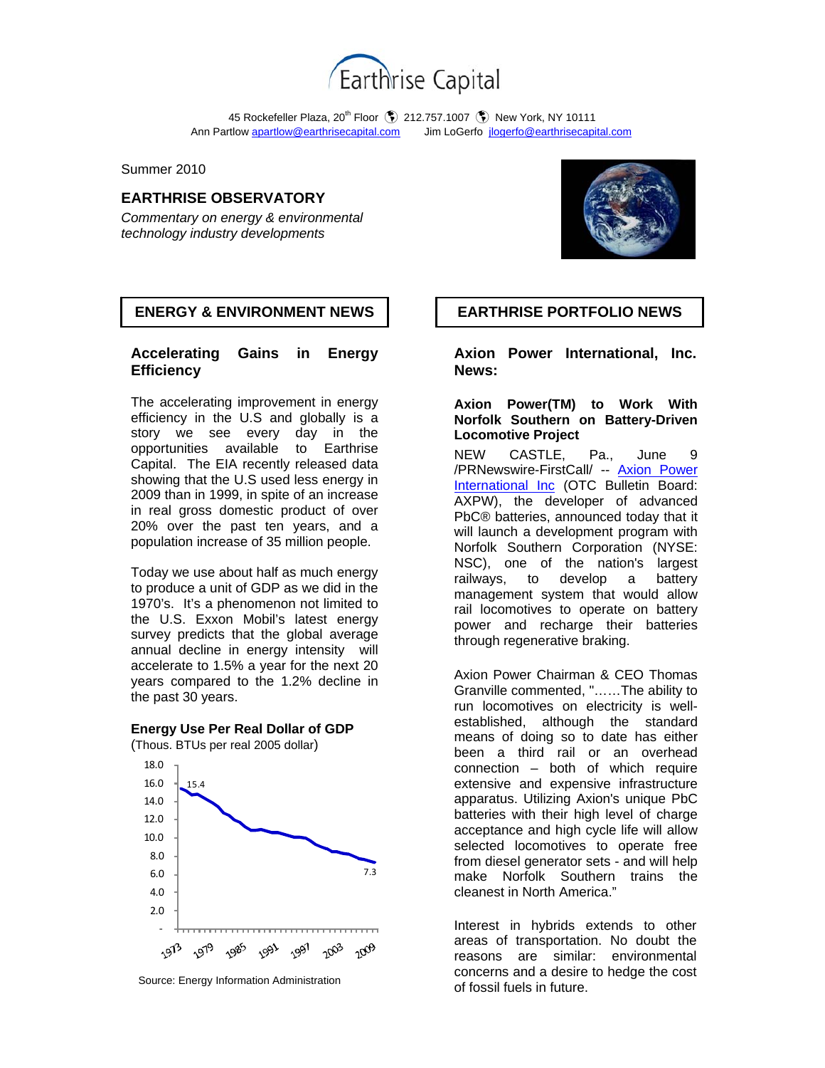# Earthrise Capital

45 Rockefeller Plaza, 20th Floor · 212.757.1007 · New York, NY 10111
Ann Partlow apartlow@earthrisecapital.com Jim LoGerfo jlogerfo@earthrisecapital.com

Summer 2010

## EARTHRISE OBSERVATORY

*Commentary on energy & environmental technology industry developments*

## ENERGY & ENVIRONMENT NEWS

### Accelerating Gains in Energy Efficiency

The accelerating improvement in energy efficiency in the U.S and globally is a story we see every day in the opportunities available to Earthrise Capital. The EIA recently released data showing that the U.S used less energy in 2009 than in 1999, in spite of an increase in real gross domestic product of over 20% over the past ten years, and a population increase of 35 million people.

Today we use about half as much energy to produce a unit of GDP as we did in the 1970's. It's a phenomenon not limited to the U.S. Exxon Mobil's latest energy survey predicts that the global average annual decline in energy intensity will accelerate to 1.5% a year for the next 20 years compared to the 1.2% decline in the past 30 years.

**Energy Use Per Real Dollar of GDP**
(Thous. BTUs per real 2005 dollar)

Chart: y-axis from - to 18.0; x-axis 1973 to 2009; line declines from 15.4 (1973) to 7.3 (2009).

Source: Energy Information Administration

## EARTHRISE PORTFOLIO NEWS

### Axion Power International, Inc. News:

**Axion Power(TM) to Work With Norfolk Southern on Battery-Driven Locomotive Project**

NEW CASTLE, Pa., June 9 /PRNewswire-FirstCall/ -- Axion Power International Inc (OTC Bulletin Board: AXPW), the developer of advanced PbC® batteries, announced today that it will launch a development program with Norfolk Southern Corporation (NYSE: NSC), one of the nation's largest railways, to develop a battery management system that would allow rail locomotives to operate on battery power and recharge their batteries through regenerative braking.

Axion Power Chairman & CEO Thomas Granville commented, "……The ability to run locomotives on electricity is well-established, although the standard means of doing so to date has either been a third rail or an overhead connection – both of which require extensive and expensive infrastructure apparatus. Utilizing Axion's unique PbC batteries with their high level of charge acceptance and high cycle life will allow selected locomotives to operate free from diesel generator sets - and will help make Norfolk Southern trains the cleanest in North America."

Interest in hybrids extends to other areas of transportation. No doubt the reasons are similar: environmental concerns and a desire to hedge the cost of fossil fuels in future.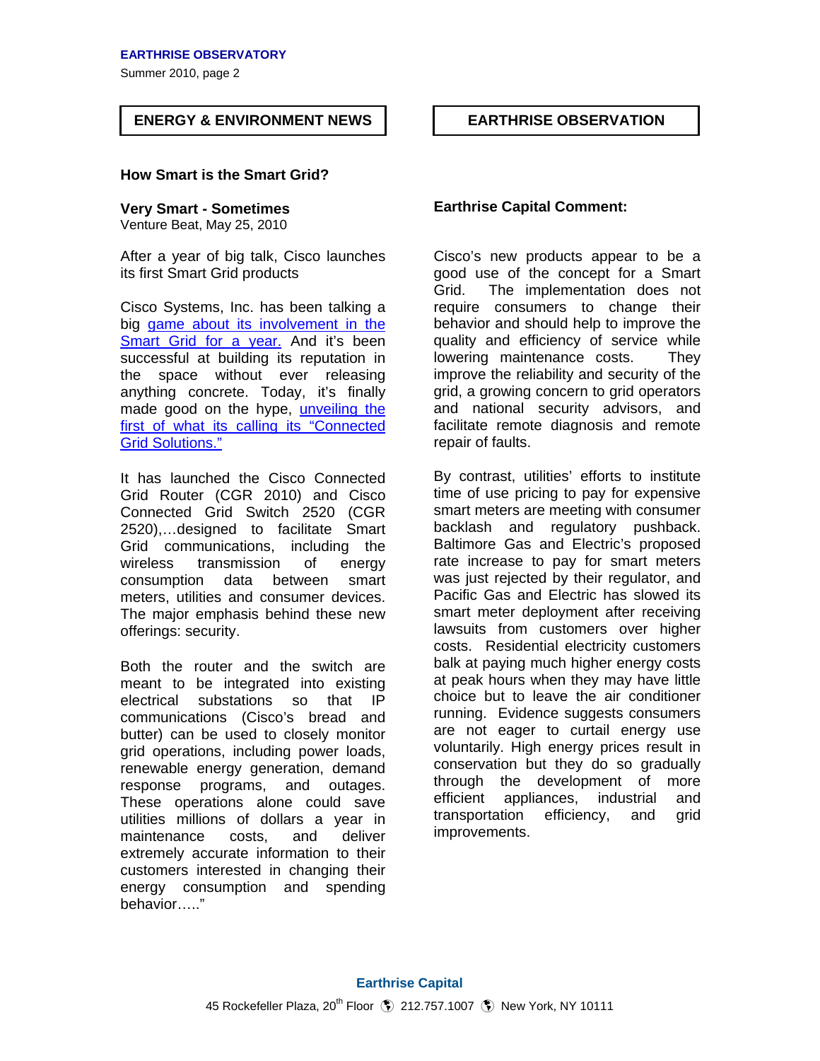## ENERGY & ENVIRONMENT NEWS

### How Smart is the Smart Grid?

**Very Smart - Sometimes**
Venture Beat, May 25, 2010

After a year of big talk, Cisco launches its first Smart Grid products

Cisco Systems, Inc. has been talking a big game about its involvement in the Smart Grid for a year. And it's been successful at building its reputation in the space without ever releasing anything concrete. Today, it's finally made good on the hype, unveiling the first of what its calling its "Connected Grid Solutions."

It has launched the Cisco Connected Grid Router (CGR 2010) and Cisco Connected Grid Switch 2520 (CGR 2520),…designed to facilitate Smart Grid communications, including the wireless transmission of energy consumption data between smart meters, utilities and consumer devices. The major emphasis behind these new offerings: security.

Both the router and the switch are meant to be integrated into existing electrical substations so that IP communications (Cisco's bread and butter) can be used to closely monitor grid operations, including power loads, renewable energy generation, demand response programs, and outages. These operations alone could save utilities millions of dollars a year in maintenance costs, and deliver extremely accurate information to their customers interested in changing their energy consumption and spending behavior….."

## EARTHRISE OBSERVATION

**Earthrise Capital Comment:**

Cisco's new products appear to be a good use of the concept for a Smart Grid. The implementation does not require consumers to change their behavior and should help to improve the quality and efficiency of service while lowering maintenance costs. They improve the reliability and security of the grid, a growing concern to grid operators and national security advisors, and facilitate remote diagnosis and remote repair of faults.

By contrast, utilities' efforts to institute time of use pricing to pay for expensive smart meters are meeting with consumer backlash and regulatory pushback. Baltimore Gas and Electric's proposed rate increase to pay for smart meters was just rejected by their regulator, and Pacific Gas and Electric has slowed its smart meter deployment after receiving lawsuits from customers over higher costs. Residential electricity customers balk at paying much higher energy costs at peak hours when they may have little choice but to leave the air conditioner running. Evidence suggests consumers are not eager to curtail energy use voluntarily. High energy prices result in conservation but they do so gradually through the development of more efficient appliances, industrial and transportation efficiency, and grid improvements.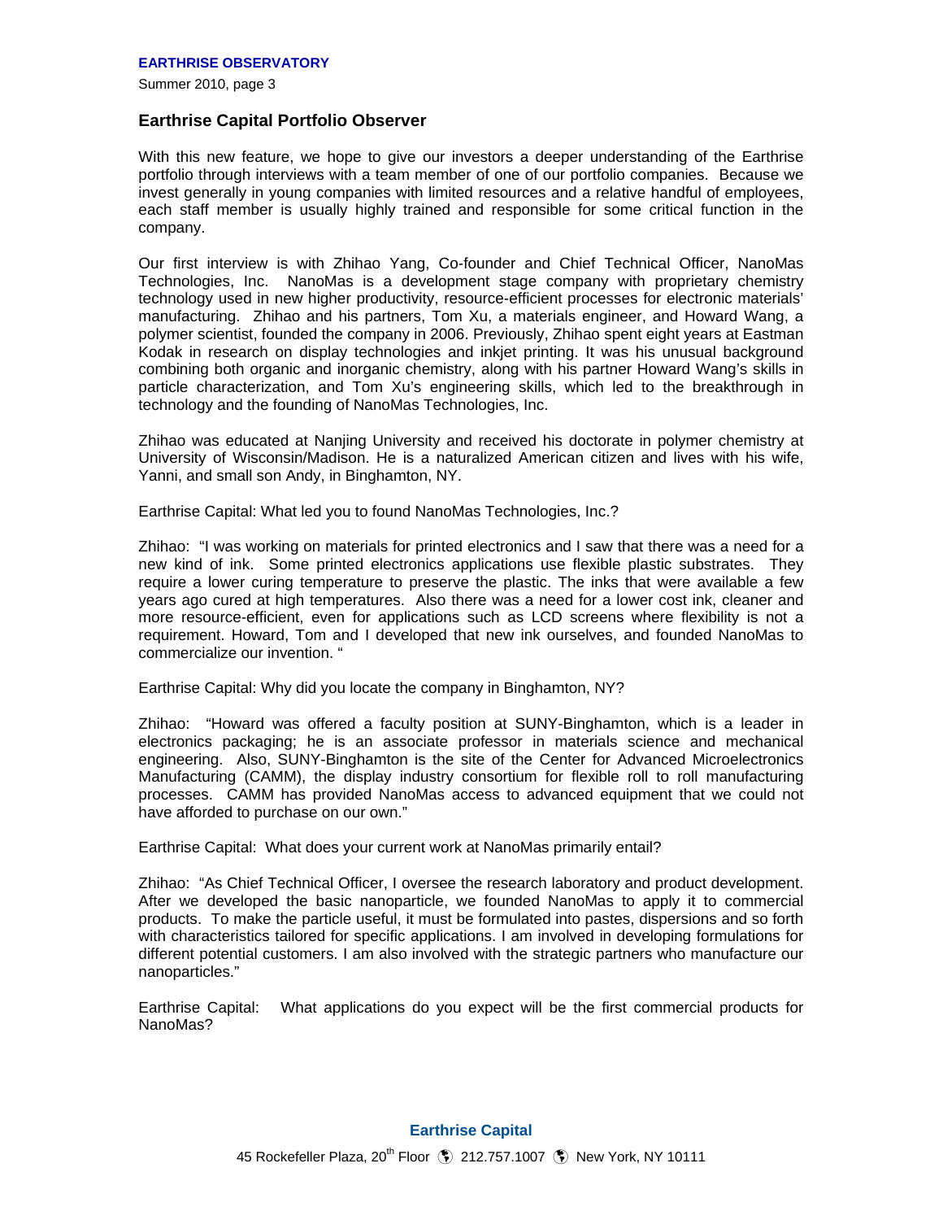## Earthrise Capital Portfolio Observer

With this new feature, we hope to give our investors a deeper understanding of the Earthrise portfolio through interviews with a team member of one of our portfolio companies. Because we invest generally in young companies with limited resources and a relative handful of employees, each staff member is usually highly trained and responsible for some critical function in the company.

Our first interview is with Zhihao Yang, Co-founder and Chief Technical Officer, NanoMas Technologies, Inc. NanoMas is a development stage company with proprietary chemistry technology used in new higher productivity, resource-efficient processes for electronic materials' manufacturing. Zhihao and his partners, Tom Xu, a materials engineer, and Howard Wang, a polymer scientist, founded the company in 2006. Previously, Zhihao spent eight years at Eastman Kodak in research on display technologies and inkjet printing. It was his unusual background combining both organic and inorganic chemistry, along with his partner Howard Wang's skills in particle characterization, and Tom Xu's engineering skills, which led to the breakthrough in technology and the founding of NanoMas Technologies, Inc.

Zhihao was educated at Nanjing University and received his doctorate in polymer chemistry at University of Wisconsin/Madison. He is a naturalized American citizen and lives with his wife, Yanni, and small son Andy, in Binghamton, NY.

Earthrise Capital: What led you to found NanoMas Technologies, Inc.?

Zhihao: "I was working on materials for printed electronics and I saw that there was a need for a new kind of ink. Some printed electronics applications use flexible plastic substrates. They require a lower curing temperature to preserve the plastic. The inks that were available a few years ago cured at high temperatures. Also there was a need for a lower cost ink, cleaner and more resource-efficient, even for applications such as LCD screens where flexibility is not a requirement. Howard, Tom and I developed that new ink ourselves, and founded NanoMas to commercialize our invention. "

Earthrise Capital: Why did you locate the company in Binghamton, NY?

Zhihao: "Howard was offered a faculty position at SUNY-Binghamton, which is a leader in electronics packaging; he is an associate professor in materials science and mechanical engineering. Also, SUNY-Binghamton is the site of the Center for Advanced Microelectronics Manufacturing (CAMM), the display industry consortium for flexible roll to roll manufacturing processes. CAMM has provided NanoMas access to advanced equipment that we could not have afforded to purchase on our own."

Earthrise Capital: What does your current work at NanoMas primarily entail?

Zhihao: "As Chief Technical Officer, I oversee the research laboratory and product development. After we developed the basic nanoparticle, we founded NanoMas to apply it to commercial products. To make the particle useful, it must be formulated into pastes, dispersions and so forth with characteristics tailored for specific applications. I am involved in developing formulations for different potential customers. I am also involved with the strategic partners who manufacture our nanoparticles."

Earthrise Capital: What applications do you expect will be the first commercial products for NanoMas?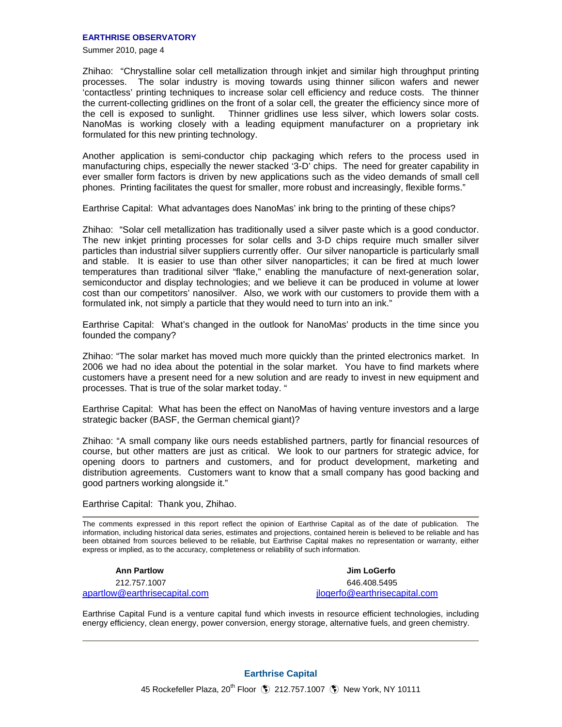Zhihao: "Chrystalline solar cell metallization through inkjet and similar high throughput printing processes. The solar industry is moving towards using thinner silicon wafers and newer 'contactless' printing techniques to increase solar cell efficiency and reduce costs. The thinner the current-collecting gridlines on the front of a solar cell, the greater the efficiency since more of the cell is exposed to sunlight. Thinner gridlines use less silver, which lowers solar costs. NanoMas is working closely with a leading equipment manufacturer on a proprietary ink formulated for this new printing technology.

Another application is semi-conductor chip packaging which refers to the process used in manufacturing chips, especially the newer stacked '3-D' chips. The need for greater capability in ever smaller form factors is driven by new applications such as the video demands of small cell phones. Printing facilitates the quest for smaller, more robust and increasingly, flexible forms."

Earthrise Capital: What advantages does NanoMas' ink bring to the printing of these chips?

Zhihao: "Solar cell metallization has traditionally used a silver paste which is a good conductor. The new inkjet printing processes for solar cells and 3-D chips require much smaller silver particles than industrial silver suppliers currently offer. Our silver nanoparticle is particularly small and stable. It is easier to use than other silver nanoparticles; it can be fired at much lower temperatures than traditional silver "flake," enabling the manufacture of next-generation solar, semiconductor and display technologies; and we believe it can be produced in volume at lower cost than our competitors' nanosilver. Also, we work with our customers to provide them with a formulated ink, not simply a particle that they would need to turn into an ink."

Earthrise Capital: What's changed in the outlook for NanoMas' products in the time since you founded the company?

Zhihao: "The solar market has moved much more quickly than the printed electronics market. In 2006 we had no idea about the potential in the solar market. You have to find markets where customers have a present need for a new solution and are ready to invest in new equipment and processes. That is true of the solar market today. "

Earthrise Capital: What has been the effect on NanoMas of having venture investors and a large strategic backer (BASF, the German chemical giant)?

Zhihao: "A small company like ours needs established partners, partly for financial resources of course, but other matters are just as critical. We look to our partners for strategic advice, for opening doors to partners and customers, and for product development, marketing and distribution agreements. Customers want to know that a small company has good backing and good partners working alongside it."

Earthrise Capital: Thank you, Zhihao.

---

The comments expressed in this report reflect the opinion of Earthrise Capital as of the date of publication. The information, including historical data series, estimates and projections, contained herein is believed to be reliable and has been obtained from sources believed to be reliable, but Earthrise Capital makes no representation or warranty, either express or implied, as to the accuracy, completeness or reliability of such information.

**Ann Partlow**
212.757.1007
apartlow@earthrisecapital.com

**Jim LoGerfo**
646.408.5495
jlogerfo@earthrisecapital.com

Earthrise Capital Fund is a venture capital fund which invests in resource efficient technologies, including energy efficiency, clean energy, power conversion, energy storage, alternative fuels, and green chemistry.

---

**Earthrise Capital**

45 Rockefeller Plaza, 20th Floor · 212.757.1007 · New York, NY 10111